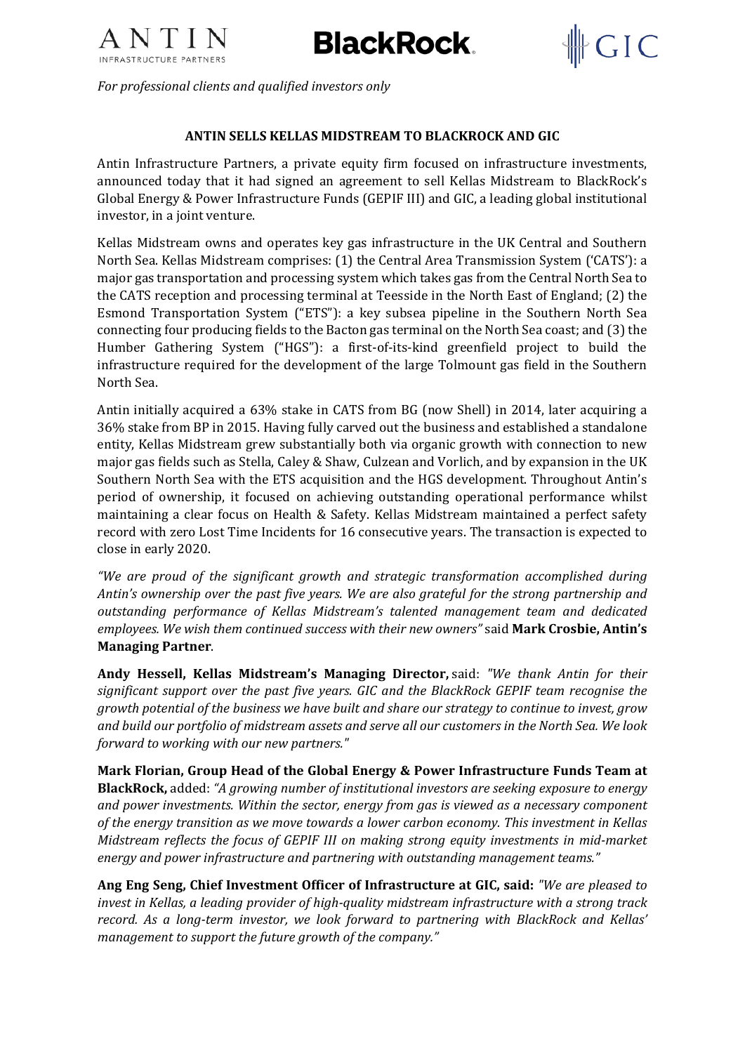*For professional clients and qualified investors only*

**ANTIN SELLS KELLAS MIDSTREAM TO BLACKROCK AND GIC**

Antin Infrastructure Partners, a private equity firm focused on infrastructure investments, announced today that it had signed an agreement to sell Kellas Midstream to BlackRock's Global Energy & Power Infrastructure Funds (GEPIF III) and GIC, a leading global institutional investor, in a joint venture.

Kellas Midstream owns and operates key gas infrastructure in the UK Central and Southern North Sea. Kellas Midstream comprises: (1) the Central Area Transmission System ('CATS'): a major gas transportation and processing system which takes gas from the Central North Sea to the CATS reception and processing terminal at Teesside in the North East of England; (2) the Esmond Transportation System ("ETS"): a key subsea pipeline in the Southern North Sea connecting four producing fields to the Bacton gas terminal on the North Sea coast; and (3) the Humber Gathering System ("HGS"): a first-of-its-kind greenfield project to build the infrastructure required for the development of the large Tolmount gas field in the Southern North Sea.

Antin initially acquired a 63% stake in CATS from BG (now Shell) in 2014, later acquiring a 36% stake from BP in 2015. Having fully carved out the business and established a standalone entity, Kellas Midstream grew substantially both via organic growth with connection to new major gas fields such as Stella, Caley & Shaw, Culzean and Vorlich, and by expansion in the UK Southern North Sea with the ETS acquisition and the HGS development. Throughout Antin's period of ownership, it focused on achieving outstanding operational performance whilst maintaining a clear focus on Health & Safety. Kellas Midstream maintained a perfect safety record with zero Lost Time Incidents for 16 consecutive years. The transaction is expected to close in early 2020.

*"We are proud of the significant growth and strategic transformation accomplished during Antin's ownership over the past five years. We are also grateful for the strong partnership and outstanding performance of Kellas Midstream's talented management team and dedicated employees. We wish them continued success with their new owners"* said **Mark Crosbie, Antin's Managing Partner**.

**Andy Hessell, Kellas Midstream's Managing Director,** said: *"We thank Antin for their significant support over the past five years. GIC and the BlackRock GEPIF team recognise the growth potential of the business we have built and share our strategy to continue to invest, grow and build our portfolio of midstream assets and serve all our customers in the North Sea. We look forward to working with our new partners."*

**Mark Florian, Group Head of the Global Energy & Power Infrastructure Funds Team at BlackRock,** added: *"A growing number of institutional investors are seeking exposure to energy and power investments. Within the sector, energy from gas is viewed as a necessary component of the energy transition as we move towards a lower carbon economy. This investment in Kellas Midstream reflects the focus of GEPIF III on making strong equity investments in mid-market energy and power infrastructure and partnering with outstanding management teams."*

**Ang Eng Seng, Chief Investment Officer of Infrastructure at GIC, said:** *"We are pleased to invest in Kellas, a leading provider of high-quality midstream infrastructure with a strong track record. As a long-term investor, we look forward to partnering with BlackRock and Kellas' management to support the future growth of the company."*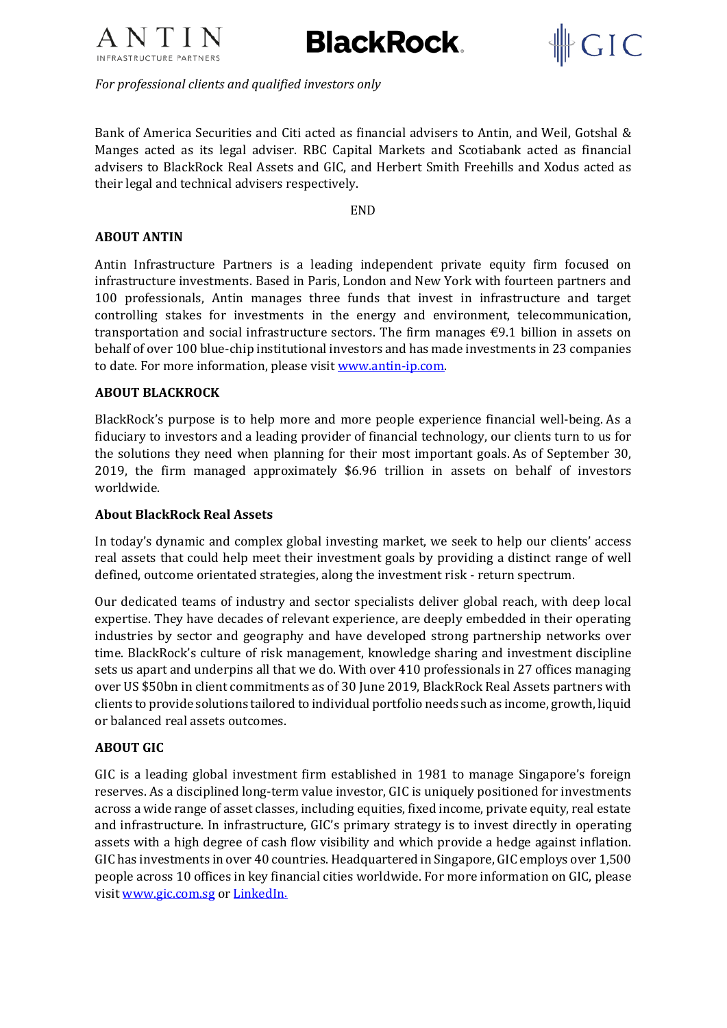*For professional clients and qualified investors only*

Bank of America Securities and Citi acted as financial advisers to Antin, and Weil, Gotshal & Manges acted as its legal adviser. RBC Capital Markets and Scotiabank acted as financial advisers to BlackRock Real Assets and GIC, and Herbert Smith Freehills and Xodus acted as their legal and technical advisers respectively.

END

**ABOUT ANTIN**

Antin Infrastructure Partners is a leading independent private equity firm focused on infrastructure investments. Based in Paris, London and New York with fourteen partners and 100 professionals, Antin manages three funds that invest in infrastructure and target controlling stakes for investments in the energy and environment, telecommunication, transportation and social infrastructure sectors. The firm manages €9.1 billion in assets on behalf of over 100 blue-chip institutional investors and has made investments in 23 companies to date. For more information, please visit [www.antin-ip.com](www.antin-ip.com).

**ABOUT BLACKROCK**

BlackRock's purpose is to help more and more people experience financial well-being. As a fiduciary to investors and a leading provider of financial technology, our clients turn to us for the solutions they need when planning for their most important goals. As of September 30, 2019, the firm managed approximately $6.96 trillion in assets on behalf of investors worldwide.

**About BlackRock Real Assets**

In today's dynamic and complex global investing market, we seek to help our clients' access real assets that could help meet their investment goals by providing a distinct range of well defined, outcome orientated strategies, along the investment risk - return spectrum.

Our dedicated teams of industry and sector specialists deliver global reach, with deep local expertise. They have decades of relevant experience, are deeply embedded in their operating industries by sector and geography and have developed strong partnership networks over time. BlackRock's culture of risk management, knowledge sharing and investment discipline sets us apart and underpins all that we do. With over 410 professionals in 27 offices managing over US $50bn in client commitments as of 30 June 2019, BlackRock Real Assets partners with clients to provide solutions tailored to individual portfolio needs such as income, growth, liquid or balanced real assets outcomes.

**ABOUT GIC**

GIC is a leading global investment firm established in 1981 to manage Singapore's foreign reserves. As a disciplined long-term value investor, GIC is uniquely positioned for investments across a wide range of asset classes, including equities, fixed income, private equity, real estate and infrastructure. In infrastructure, GIC's primary strategy is to invest directly in operating assets with a high degree of cash flow visibility and which provide a hedge against inflation. GIC has investments in over 40 countries. Headquartered in Singapore, GIC employs over 1,500 people across 10 offices in key financial cities worldwide. For more information on GIC, please visit [www.gic.com.sg](www.gic.com.sg) or LinkedIn.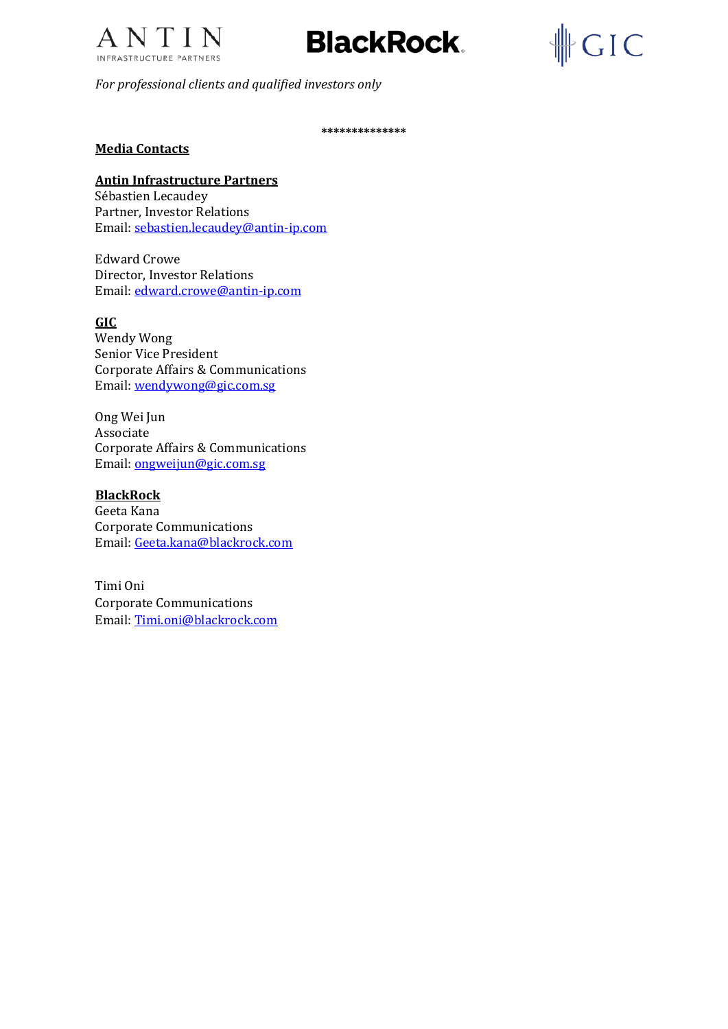*For professional clients and qualified investors only*

**************

**Media Contacts**

**Antin Infrastructure Partners**
Sébastien Lecaudey
Partner, Investor Relations
Email: sebastien.lecaudey@antin-ip.com

Edward Crowe
Director, Investor Relations
Email: edward.crowe@antin-ip.com

**GIC**
Wendy Wong
Senior Vice President
Corporate Affairs & Communications
Email: wendywong@gic.com.sg

Ong Wei Jun
Associate
Corporate Affairs & Communications
Email: ongweijun@gic.com.sg

**BlackRock**
Geeta Kana
Corporate Communications
Email: Geeta.kana@blackrock.com

Timi Oni
Corporate Communications
Email: Timi.oni@blackrock.com